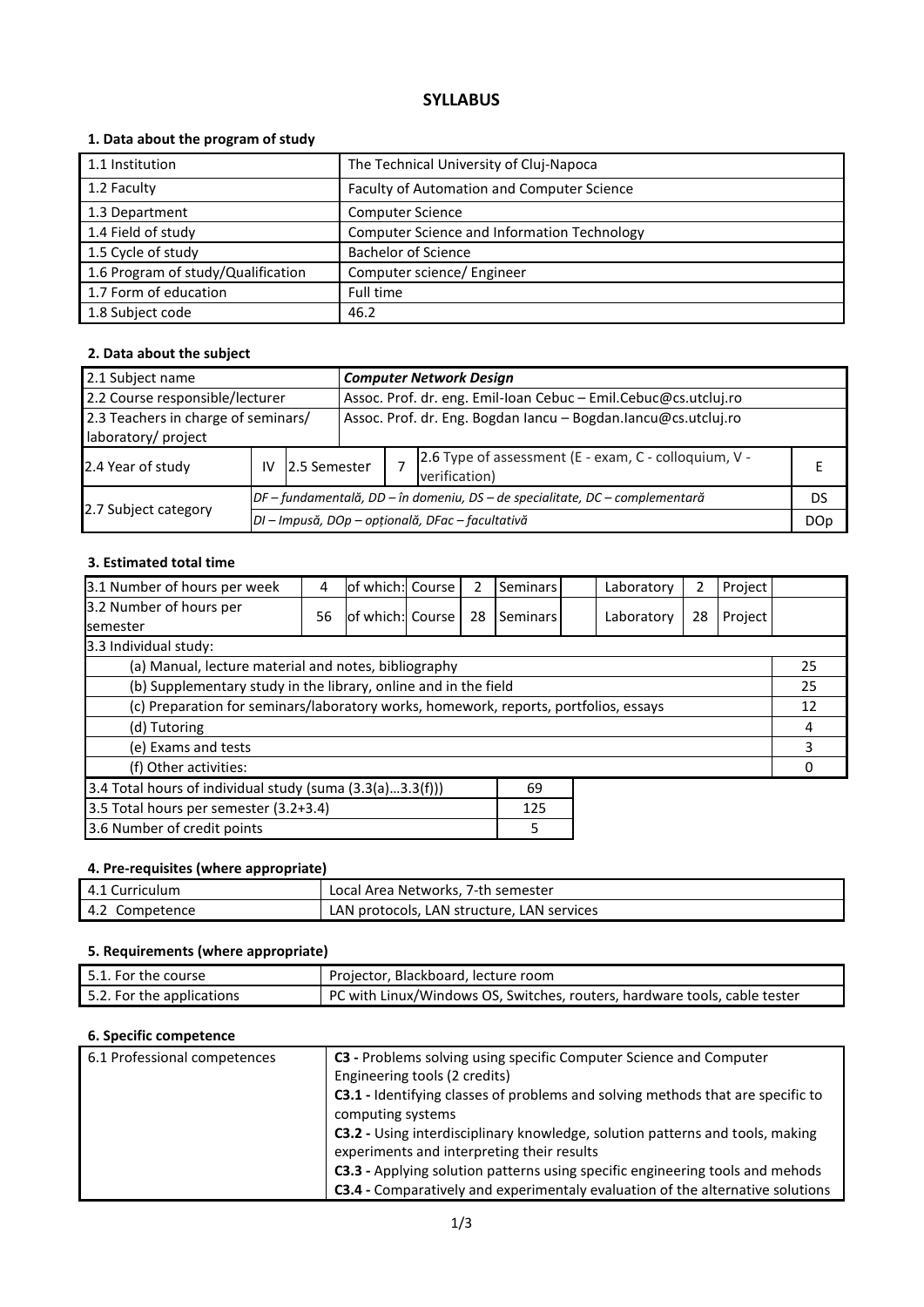# SYLLABUS

## 1. Data about the program of study

| | |
|---|---|
| 1.1 Institution | The Technical University of Cluj-Napoca |
| 1.2 Faculty | Faculty of Automation and Computer Science |
| 1.3 Department | Computer Science |
| 1.4 Field of study | Computer Science and Information Technology |
| 1.5 Cycle of study | Bachelor of Science |
| 1.6 Program of study/Qualification | Computer science/ Engineer |
| 1.7 Form of education | Full time |
| 1.8 Subject code | 46.2 |

## 2. Data about the subject

| | | | | | | |
|---|---|---|---|---|---|---|
| 2.1 Subject name | | | | ***Computer Network Design*** | | |
| 2.2 Course responsible/lecturer | | | | Assoc. Prof. dr. eng. Emil-Ioan Cebuc – Emil.Cebuc@cs.utcluj.ro | | |
| 2.3 Teachers in charge of seminars/ laboratory/ project | | | | Assoc. Prof. dr. Eng. Bogdan Iancu – Bogdan.Iancu@cs.utcluj.ro | | |
| 2.4 Year of study | IV | 2.5 Semester | 7 | 2.6 Type of assessment (E - exam, C - colloquium, V - verification) | | E |
| 2.7 Subject category | *DF – fundamentală, DD – în domeniu, DS – de specialitate, DC – complementară* | | | | | DS |
| | *DI – Impusă, DOp – opțională, DFac – facultativă* | | | | | DOp |

## 3. Estimated total time

| | | | | | | | | | | |
|---|---|---|---|---|---|---|---|---|---|---|
| 3.1 Number of hours per week | 4 | of which: | Course | 2 | Seminars | | Laboratory | 2 | Project | |
| 3.2 Number of hours per semester | 56 | of which: | Course | 28 | Seminars | | Laboratory | 28 | Project | |
| 3.3 Individual study: | | | | | | | | | | |
| (a) Manual, lecture material and notes, bibliography | | | | | | | | | | 25 |
| (b) Supplementary study in the library, online and in the field | | | | | | | | | | 25 |
| (c) Preparation for seminars/laboratory works, homework, reports, portfolios, essays | | | | | | | | | | 12 |
| (d) Tutoring | | | | | | | | | | 4 |
| (e) Exams and tests | | | | | | | | | | 3 |
| (f) Other activities: | | | | | | | | | | 0 |

| | |
|---|---|
| 3.4 Total hours of individual study (suma (3.3(a)…3.3(f))) | 69 |
| 3.5 Total hours per semester (3.2+3.4) | 125 |
| 3.6 Number of credit points | 5 |

## 4. Pre-requisites (where appropriate)

| | |
|---|---|
| 4.1 Curriculum | Local Area Networks, 7-th semester |
| 4.2 Competence | LAN protocols, LAN structure, LAN services |

## 5. Requirements (where appropriate)

| | |
|---|---|
| 5.1. For the course | Projector, Blackboard, lecture room |
| 5.2. For the applications | PC with Linux/Windows OS, Switches, routers, hardware tools, cable tester |

## 6. Specific competence

| | |
|---|---|
| 6.1 Professional competences | **C3 -** Problems solving using specific Computer Science and Computer Engineering tools (2 credits)<br>**C3.1 -** Identifying classes of problems and solving methods that are specific to computing systems<br>**C3.2 -** Using interdisciplinary knowledge, solution patterns and tools, making experiments and interpreting their results<br>**C3.3 -** Applying solution patterns using specific engineering tools and mehods<br>**C3.4 -** Comparatively and experimentaly evaluation of the alternative solutions |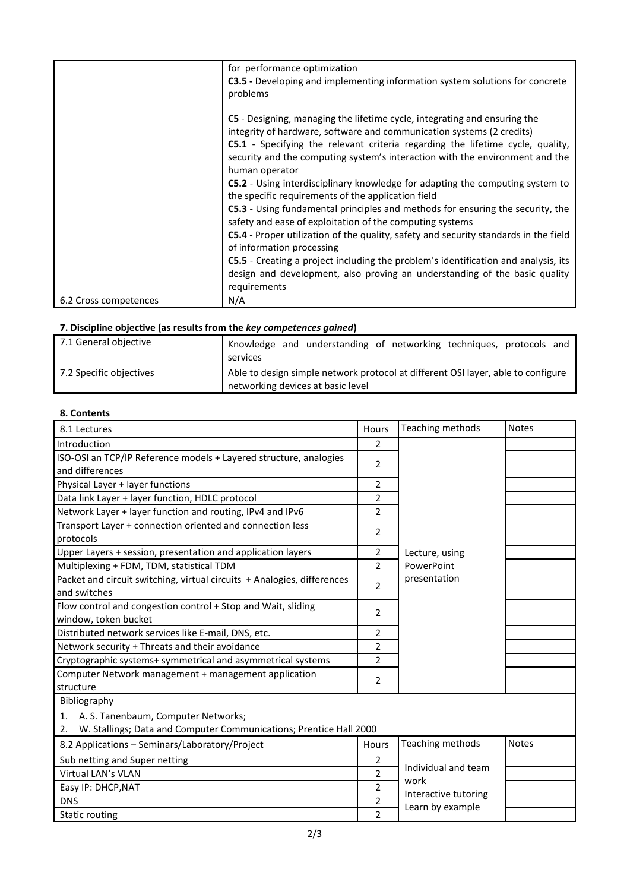|  | for performance optimization<br>**C3.5 -** Developing and implementing information system solutions for concrete problems<br><br>**C5** - Designing, managing the lifetime cycle, integrating and ensuring the integrity of hardware, software and communication systems (2 credits)<br>**C5.1** - Specifying the relevant criteria regarding the lifetime cycle, quality, security and the computing system's interaction with the environment and the human operator<br>**C5.2** - Using interdisciplinary knowledge for adapting the computing system to the specific requirements of the application field<br>**C5.3** - Using fundamental principles and methods for ensuring the security, the safety and ease of exploitation of the computing systems<br>**C5.4** - Proper utilization of the quality, safety and security standards in the field of information processing<br>**C5.5** - Creating a project including the problem's identification and analysis, its design and development, also proving an understanding of the basic quality requirements |
|---|---|
| 6.2 Cross competences | N/A |

### 7. Discipline objective (as results from the *key competences gained*)

| 7.1 General objective | Knowledge and understanding of networking techniques, protocols and services |
|---|---|
| 7.2 Specific objectives | Able to design simple network protocol at different OSI layer, able to configure networking devices at basic level |

### 8. Contents

| 8.1 Lectures | Hours | Teaching methods | Notes |
|---|---|---|---|
| Introduction | 2 | Lecture, using PowerPoint presentation | |
| ISO-OSI an TCP/IP Reference models + Layered structure, analogies and differences | 2 | | |
| Physical Layer + layer functions | 2 | | |
| Data link Layer + layer function, HDLC protocol | 2 | | |
| Network Layer + layer function and routing, IPv4 and IPv6 | 2 | | |
| Transport Layer + connection oriented and connection less protocols | 2 | | |
| Upper Layers + session, presentation and application layers | 2 | | |
| Multiplexing + FDM, TDM, statistical TDM | 2 | | |
| Packet and circuit switching, virtual circuits + Analogies, differences and switches | 2 | | |
| Flow control and congestion control + Stop and Wait, sliding window, token bucket | 2 | | |
| Distributed network services like E-mail, DNS, etc. | 2 | | |
| Network security + Threats and their avoidance | 2 | | |
| Cryptographic systems+ symmetrical and asymmetrical systems | 2 | | |
| Computer Network management + management application structure | 2 | | |

Bibliography

1. A. S. Tanenbaum, Computer Networks;
2. W. Stallings; Data and Computer Communications; Prentice Hall 2000

| 8.2 Applications – Seminars/Laboratory/Project | Hours | Teaching methods | Notes |
|---|---|---|---|
| Sub netting and Super netting | 2 | Individual and team work<br>Interactive tutoring<br>Learn by example | |
| Virtual LAN's VLAN | 2 | | |
| Easy IP: DHCP,NAT | 2 | | |
| DNS | 2 | | |
| Static routing | 2 | | |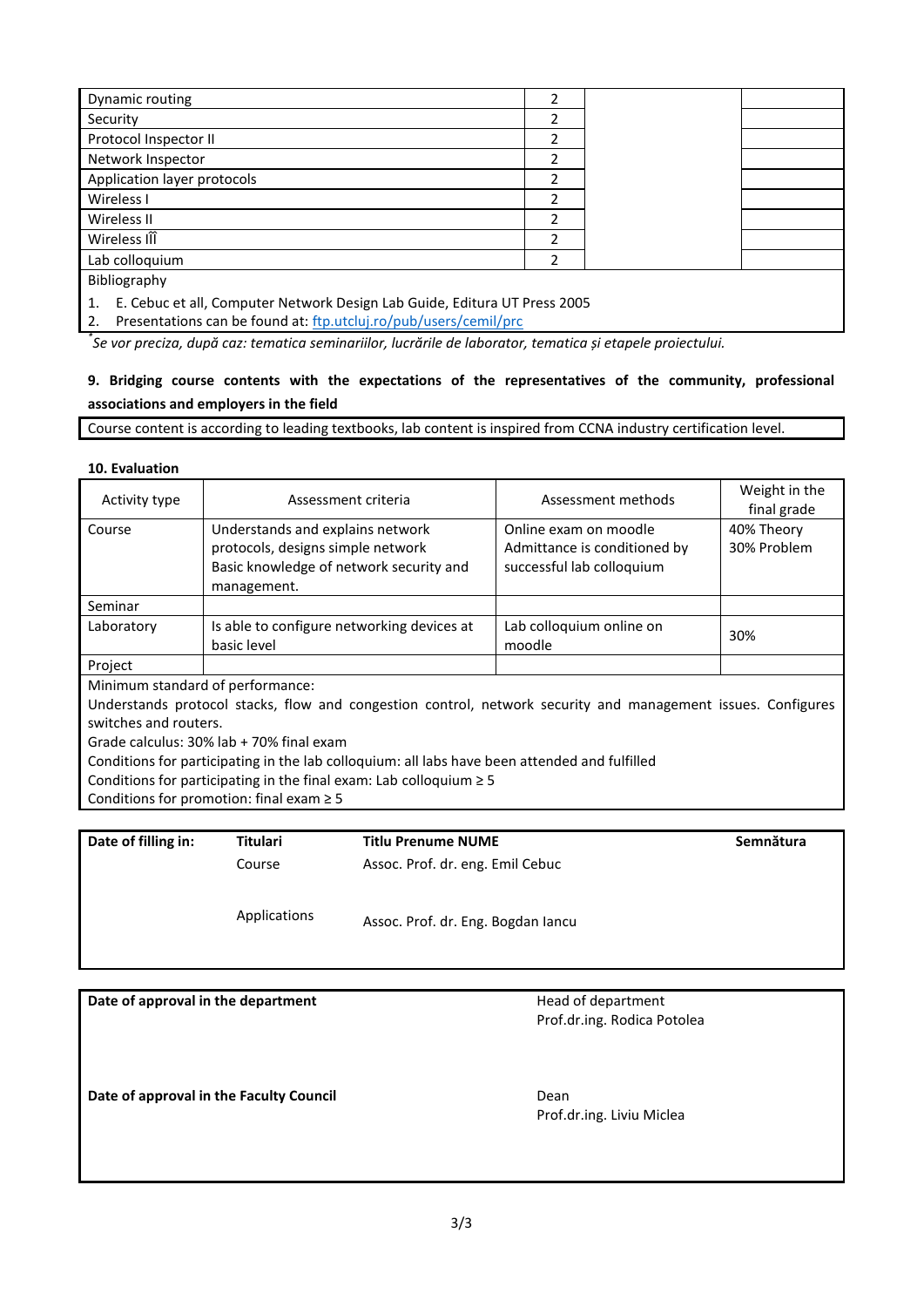| | | | |
|---|---|---|---|
| Dynamic routing | 2 | | |
| Security | 2 | | |
| Protocol Inspector II | 2 | | |
| Network Inspector | 2 | | |
| Application layer protocols | 2 | | |
| Wireless I | 2 | | |
| Wireless II | 2 | | |
| Wireless IÎÎ | 2 | | |
| Lab colloquium | 2 | | |

Bibliography

1. E. Cebuc et all, Computer Network Design Lab Guide, Editura UT Press 2005
2. Presentations can be found at: ftp.utcluj.ro/pub/users/cemil/prc

*\*Se vor preciza, după caz: tematica seminariilor, lucrările de laborator, tematica și etapele proiectului.*

**9. Bridging course contents with the expectations of the representatives of the community, professional associations and employers in the field**

Course content is according to leading textbooks, lab content is inspired from CCNA industry certification level.

**10. Evaluation**

| Activity type | Assessment criteria | Assessment methods | Weight in the final grade |
|---|---|---|---|
| Course | Understands and explains network protocols, designs simple network Basic knowledge of network security and management. | Online exam on moodle Admittance is conditioned by successful lab colloquium | 40% Theory 30% Problem |
| Seminar | | | |
| Laboratory | Is able to configure networking devices at basic level | Lab colloquium online on moodle | 30% |
| Project | | | |

Minimum standard of performance:
Understands protocol stacks, flow and congestion control, network security and management issues. Configures switches and routers.
Grade calculus: 30% lab + 70% final exam
Conditions for participating in the lab colloquium: all labs have been attended and fulfilled
Conditions for participating in the final exam: Lab colloquium ≥ 5
Conditions for promotion: final exam ≥ 5

| Date of filling in: | Titulari | Titlu Prenume NUME | Semnătura |
|---|---|---|---|
| | Course | Assoc. Prof. dr. eng. Emil Cebuc | |
| | Applications | Assoc. Prof. dr. Eng. Bogdan Iancu | |

| | |
|---|---|
| **Date of approval in the department** | Head of department<br>Prof.dr.ing. Rodica Potolea |
| **Date of approval in the Faculty Council** | Dean<br>Prof.dr.ing. Liviu Miclea |